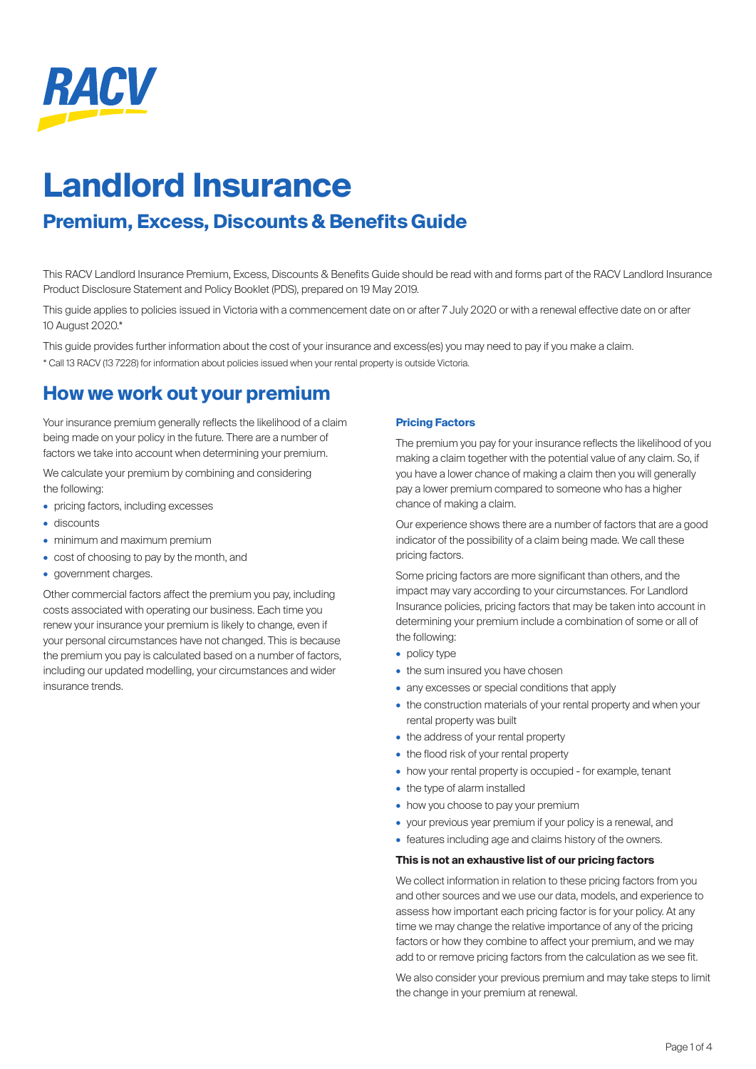RACV

# Landlord Insurance

## Premium, Excess, Discounts & Benefits Guide

This RACV Landlord Insurance Premium, Excess, Discounts & Benefits Guide should be read with and forms part of the RACV Landlord Insurance Product Disclosure Statement and Policy Booklet (PDS), prepared on 19 May 2019.

This guide applies to policies issued in Victoria with a commencement date on or after 7 July 2020 or with a renewal effective date on or after 10 August 2020.*

This guide provides further information about the cost of your insurance and excess(es) you may need to pay if you make a claim.

* Call 13 RACV (13 7228) for information about policies issued when your rental property is outside Victoria.

## How we work out your premium

Your insurance premium generally reflects the likelihood of a claim being made on your policy in the future. There are a number of factors we take into account when determining your premium.

We calculate your premium by combining and considering the following:

- pricing factors, including excesses
- discounts
- minimum and maximum premium
- cost of choosing to pay by the month, and
- government charges.

Other commercial factors affect the premium you pay, including costs associated with operating our business. Each time you renew your insurance your premium is likely to change, even if your personal circumstances have not changed. This is because the premium you pay is calculated based on a number of factors, including our updated modelling, your circumstances and wider insurance trends.

### Pricing Factors

The premium you pay for your insurance reflects the likelihood of you making a claim together with the potential value of any claim. So, if you have a lower chance of making a claim then you will generally pay a lower premium compared to someone who has a higher chance of making a claim.

Our experience shows there are a number of factors that are a good indicator of the possibility of a claim being made. We call these pricing factors.

Some pricing factors are more significant than others, and the impact may vary according to your circumstances. For Landlord Insurance policies, pricing factors that may be taken into account in determining your premium include a combination of some or all of the following:

- policy type
- the sum insured you have chosen
- any excesses or special conditions that apply
- the construction materials of your rental property and when your rental property was built
- the address of your rental property
- the flood risk of your rental property
- how your rental property is occupied - for example, tenant
- the type of alarm installed
- how you choose to pay your premium
- your previous year premium if your policy is a renewal, and
- features including age and claims history of the owners.

**This is not an exhaustive list of our pricing factors**

We collect information in relation to these pricing factors from you and other sources and we use our data, models, and experience to assess how important each pricing factor is for your policy. At any time we may change the relative importance of any of the pricing factors or how they combine to affect your premium, and we may add to or remove pricing factors from the calculation as we see fit.

We also consider your previous premium and may take steps to limit the change in your premium at renewal.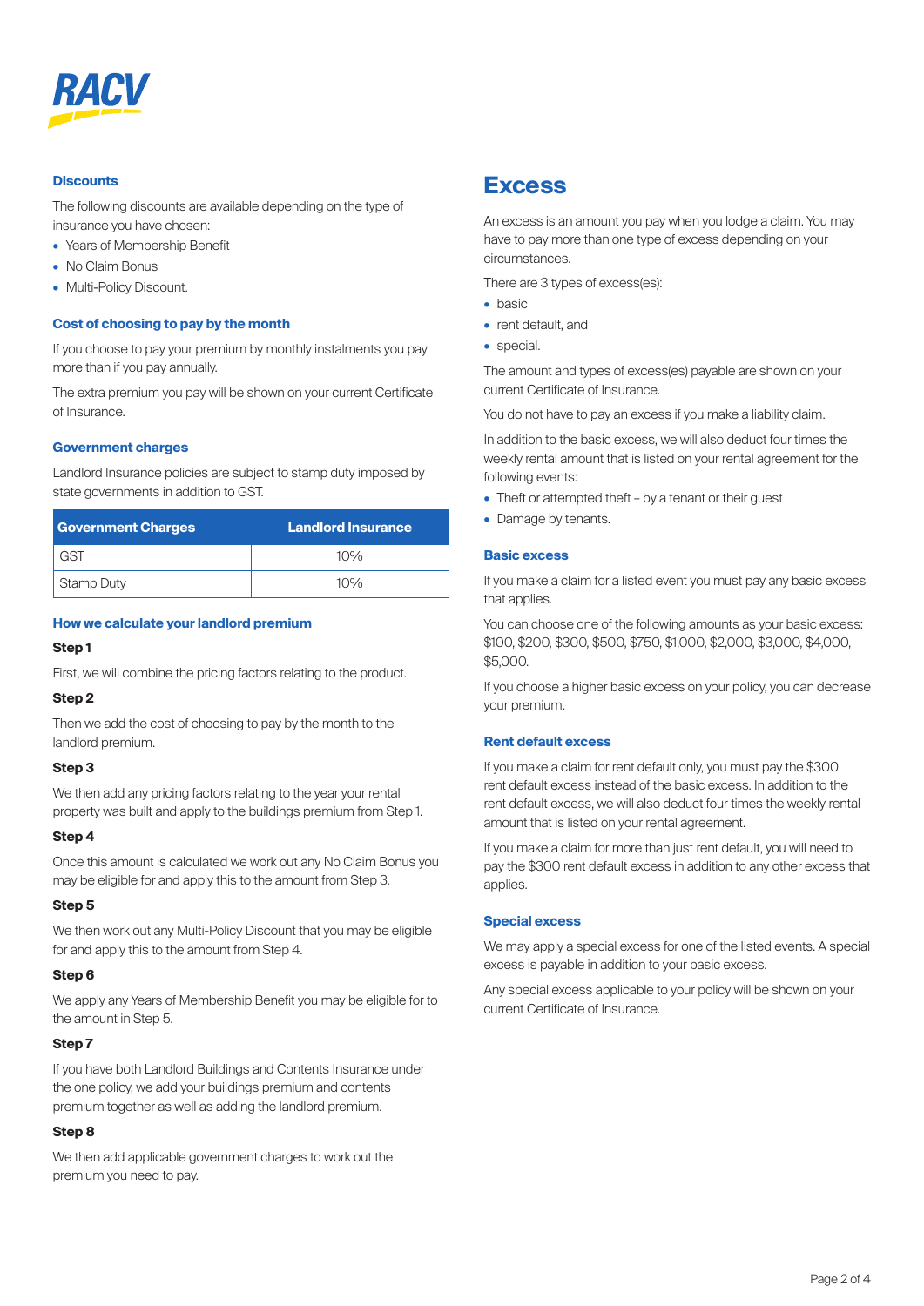RACV

### Discounts

The following discounts are available depending on the type of insurance you have chosen:

- Years of Membership Benefit
- No Claim Bonus
- Multi-Policy Discount.

### Cost of choosing to pay by the month

If you choose to pay your premium by monthly instalments you pay more than if you pay annually.

The extra premium you pay will be shown on your current Certificate of Insurance.

### Government charges

Landlord Insurance policies are subject to stamp duty imposed by state governments in addition to GST.

| Government Charges | Landlord Insurance |
| --- | --- |
| GST | 10% |
| Stamp Duty | 10% |

### How we calculate your landlord premium

**Step 1**

First, we will combine the pricing factors relating to the product.

**Step 2**

Then we add the cost of choosing to pay by the month to the landlord premium.

**Step 3**

We then add any pricing factors relating to the year your rental property was built and apply to the buildings premium from Step 1.

**Step 4**

Once this amount is calculated we work out any No Claim Bonus you may be eligible for and apply this to the amount from Step 3.

**Step 5**

We then work out any Multi-Policy Discount that you may be eligible for and apply this to the amount from Step 4.

**Step 6**

We apply any Years of Membership Benefit you may be eligible for to the amount in Step 5.

**Step 7**

If you have both Landlord Buildings and Contents Insurance under the one policy, we add your buildings premium and contents premium together as well as adding the landlord premium.

**Step 8**

We then add applicable government charges to work out the premium you need to pay.

## Excess

An excess is an amount you pay when you lodge a claim. You may have to pay more than one type of excess depending on your circumstances.

There are 3 types of excess(es):

- basic
- rent default, and
- special.

The amount and types of excess(es) payable are shown on your current Certificate of Insurance.

You do not have to pay an excess if you make a liability claim.

In addition to the basic excess, we will also deduct four times the weekly rental amount that is listed on your rental agreement for the following events:

- Theft or attempted theft – by a tenant or their guest
- Damage by tenants.

### Basic excess

If you make a claim for a listed event you must pay any basic excess that applies.

You can choose one of the following amounts as your basic excess: $100, $200, $300, $500, $750, $1,000, $2,000, $3,000, $4,000, $5,000.

If you choose a higher basic excess on your policy, you can decrease your premium.

### Rent default excess

If you make a claim for rent default only, you must pay the $300 rent default excess instead of the basic excess. In addition to the rent default excess, we will also deduct four times the weekly rental amount that is listed on your rental agreement.

If you make a claim for more than just rent default, you will need to pay the $300 rent default excess in addition to any other excess that applies.

### Special excess

We may apply a special excess for one of the listed events. A special excess is payable in addition to your basic excess.

Any special excess applicable to your policy will be shown on your current Certificate of Insurance.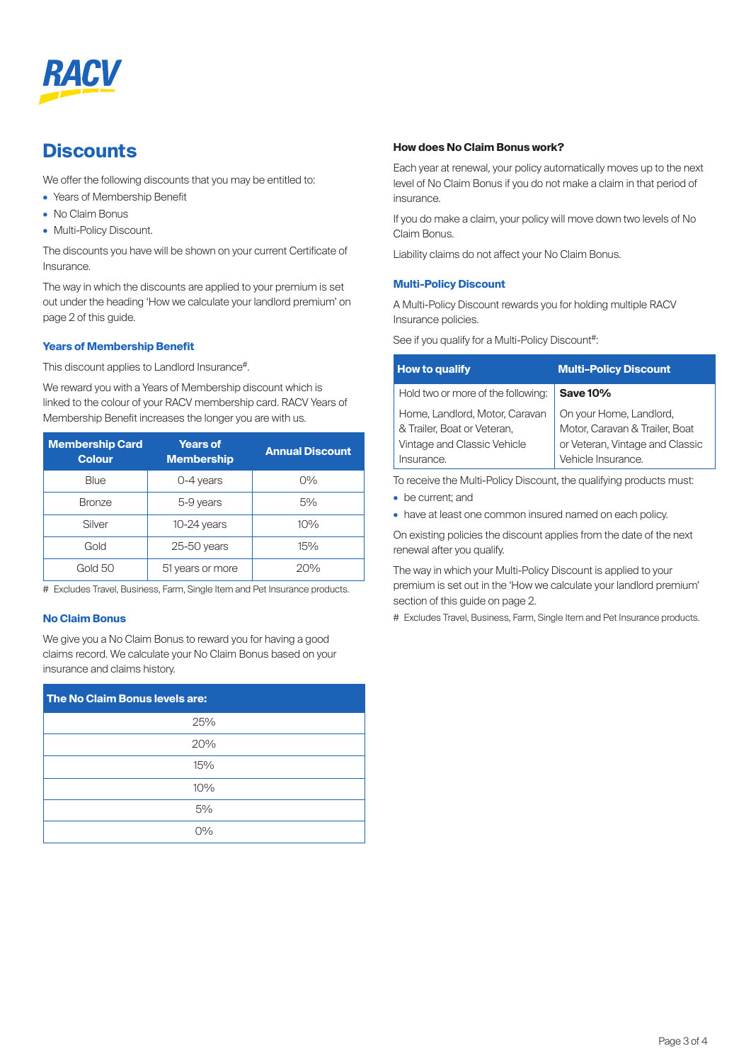# Discounts

We offer the following discounts that you may be entitled to:

- Years of Membership Benefit
- No Claim Bonus
- Multi-Policy Discount.

The discounts you have will be shown on your current Certificate of Insurance.

The way in which the discounts are applied to your premium is set out under the heading 'How we calculate your landlord premium' on page 2 of this guide.

## Years of Membership Benefit

This discount applies to Landlord Insurance#.

We reward you with a Years of Membership discount which is linked to the colour of your RACV membership card. RACV Years of Membership Benefit increases the longer you are with us.

| Membership Card Colour | Years of Membership | Annual Discount |
|---|---|---|
| Blue | 0-4 years | 0% |
| Bronze | 5-9 years | 5% |
| Silver | 10-24 years | 10% |
| Gold | 25-50 years | 15% |
| Gold 50 | 51 years or more | 20% |

# Excludes Travel, Business, Farm, Single Item and Pet Insurance products.

## No Claim Bonus

We give you a No Claim Bonus to reward you for having a good claims record. We calculate your No Claim Bonus based on your insurance and claims history.

| The No Claim Bonus levels are: |
|---|
| 25% |
| 20% |
| 15% |
| 10% |
| 5% |
| 0% |

### How does No Claim Bonus work?

Each year at renewal, your policy automatically moves up to the next level of No Claim Bonus if you do not make a claim in that period of insurance.

If you do make a claim, your policy will move down two levels of No Claim Bonus.

Liability claims do not affect your No Claim Bonus.

## Multi-Policy Discount

A Multi-Policy Discount rewards you for holding multiple RACV Insurance policies.

See if you qualify for a Multi-Policy Discount#:

| How to qualify | Multi-Policy Discount |
|---|---|
| Hold two or more of the following: | **Save 10%** |
| Home, Landlord, Motor, Caravan & Trailer, Boat or Veteran, Vintage and Classic Vehicle Insurance. | On your Home, Landlord, Motor, Caravan & Trailer, Boat or Veteran, Vintage and Classic Vehicle Insurance. |

To receive the Multi-Policy Discount, the qualifying products must:

- be current; and
- have at least one common insured named on each policy.

On existing policies the discount applies from the date of the next renewal after you qualify.

The way in which your Multi-Policy Discount is applied to your premium is set out in the 'How we calculate your landlord premium' section of this guide on page 2.

# Excludes Travel, Business, Farm, Single Item and Pet Insurance products.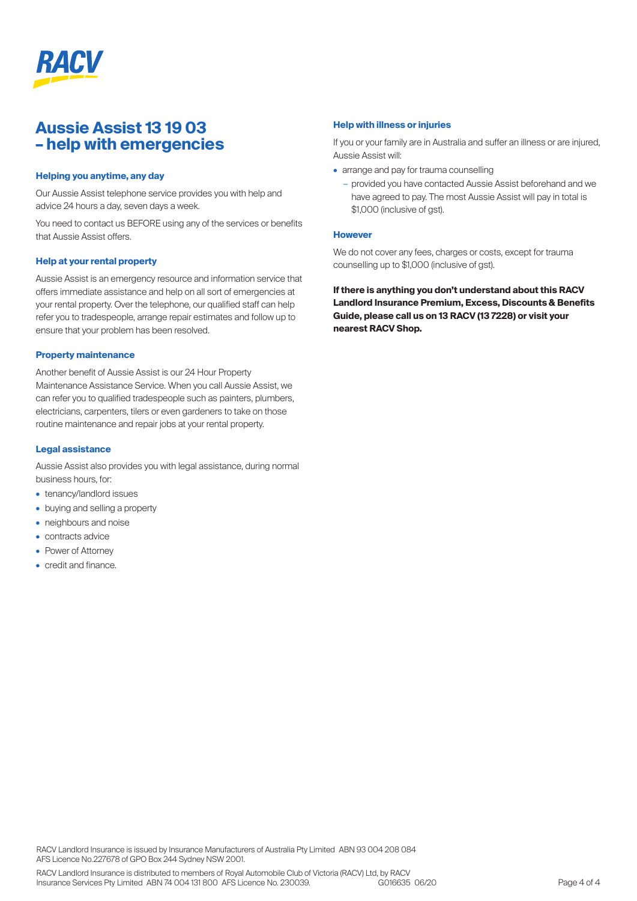# Aussie Assist 13 19 03 – help with emergencies

### Helping you anytime, any day

Our Aussie Assist telephone service provides you with help and advice 24 hours a day, seven days a week.

You need to contact us BEFORE using any of the services or benefits that Aussie Assist offers.

### Help at your rental property

Aussie Assist is an emergency resource and information service that offers immediate assistance and help on all sort of emergencies at your rental property. Over the telephone, our qualified staff can help refer you to tradespeople, arrange repair estimates and follow up to ensure that your problem has been resolved.

### Property maintenance

Another benefit of Aussie Assist is our 24 Hour Property Maintenance Assistance Service. When you call Aussie Assist, we can refer you to qualified tradespeople such as painters, plumbers, electricians, carpenters, tilers or even gardeners to take on those routine maintenance and repair jobs at your rental property.

### Legal assistance

Aussie Assist also provides you with legal assistance, during normal business hours, for:

- tenancy/landlord issues
- buying and selling a property
- neighbours and noise
- contracts advice
- Power of Attorney
- credit and finance.

### Help with illness or injuries

If you or your family are in Australia and suffer an illness or are injured, Aussie Assist will:

- arrange and pay for trauma counselling
  - provided you have contacted Aussie Assist beforehand and we have agreed to pay. The most Aussie Assist will pay in total is $1,000 (inclusive of gst).

### However

We do not cover any fees, charges or costs, except for trauma counselling up to $1,000 (inclusive of gst).

**If there is anything you don't understand about this RACV Landlord Insurance Premium, Excess, Discounts & Benefits Guide, please call us on 13 RACV (13 7228) or visit your nearest RACV Shop.**

RACV Landlord Insurance is issued by Insurance Manufacturers of Australia Pty Limited ABN 93 004 208 084 AFS Licence No.227678 of GPO Box 244 Sydney NSW 2001.

RACV Landlord Insurance is distributed to members of Royal Automobile Club of Victoria (RACV) Ltd, by RACV Insurance Services Pty Limited ABN 74 004 131 800 AFS Licence No. 230039. G016635 06/20